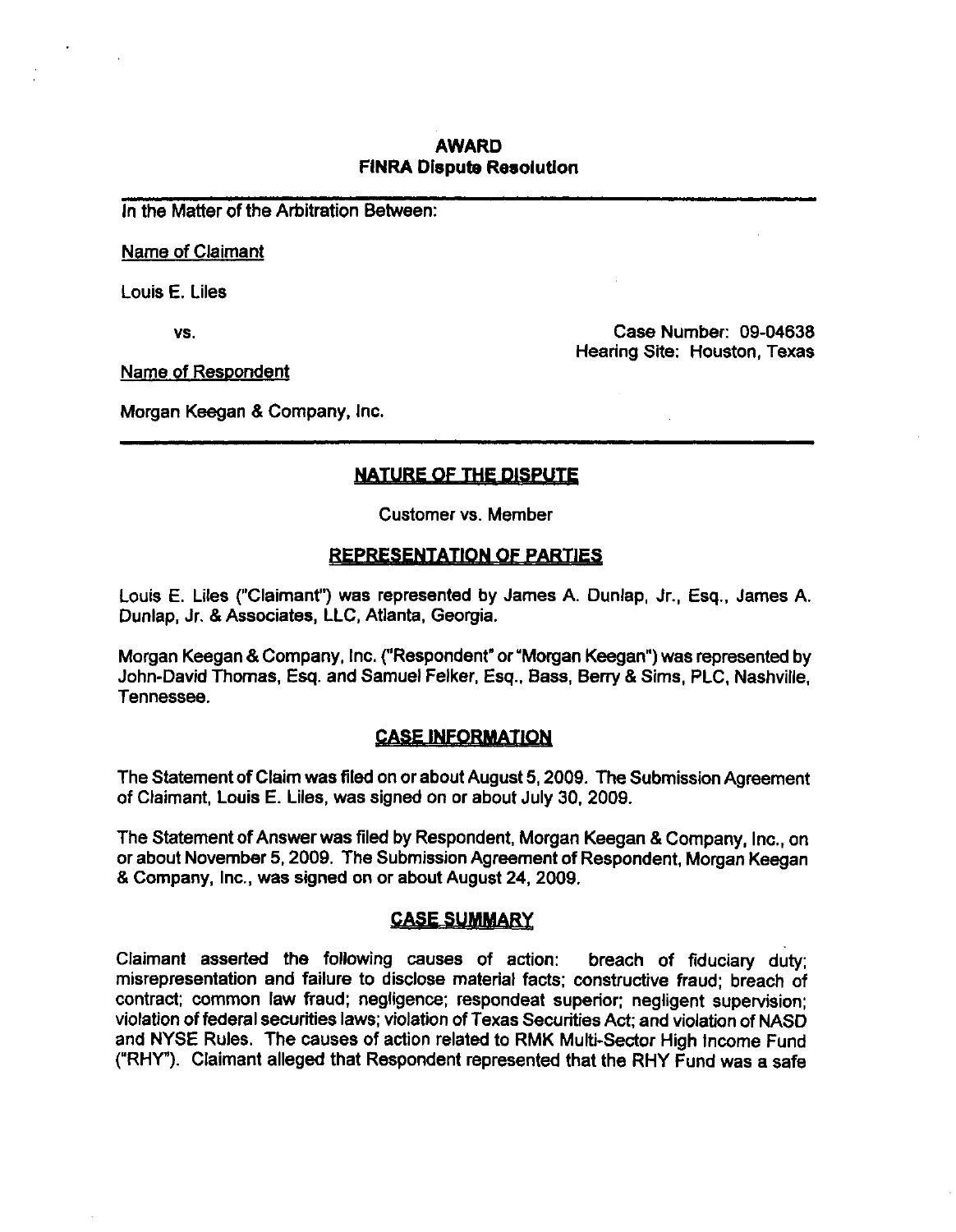# AWARD
## FINRA Dispute Resolution

In the Matter of the Arbitration Between:

Name of Claimant

Louis E. Liles

vs.

Case Number: 09-04638
Hearing Site: Houston, Texas

Name of Respondent

Morgan Keegan & Company, Inc.

---

## NATURE OF THE DISPUTE

Customer vs. Member

## REPRESENTATION OF PARTIES

Louis E. Liles ("Claimant") was represented by James A. Dunlap, Jr., Esq., James A. Dunlap, Jr. & Associates, LLC, Atlanta, Georgia.

Morgan Keegan & Company, Inc. ("Respondent" or "Morgan Keegan") was represented by John-David Thomas, Esq. and Samuel Felker, Esq., Bass, Berry & Sims, PLC, Nashville, Tennessee.

## CASE INFORMATION

The Statement of Claim was filed on or about August 5, 2009. The Submission Agreement of Claimant, Louis E. Liles, was signed on or about July 30, 2009.

The Statement of Answer was filed by Respondent, Morgan Keegan & Company, Inc., on or about November 5, 2009. The Submission Agreement of Respondent, Morgan Keegan & Company, Inc., was signed on or about August 24, 2009.

## CASE SUMMARY

Claimant asserted the following causes of action: breach of fiduciary duty; misrepresentation and failure to disclose material facts; constructive fraud; breach of contract; common law fraud; negligence; respondeat superior; negligent supervision; violation of federal securities laws; violation of Texas Securities Act; and violation of NASD and NYSE Rules. The causes of action related to RMK Multi-Sector High Income Fund ("RHY"). Claimant alleged that Respondent represented that the RHY Fund was a safe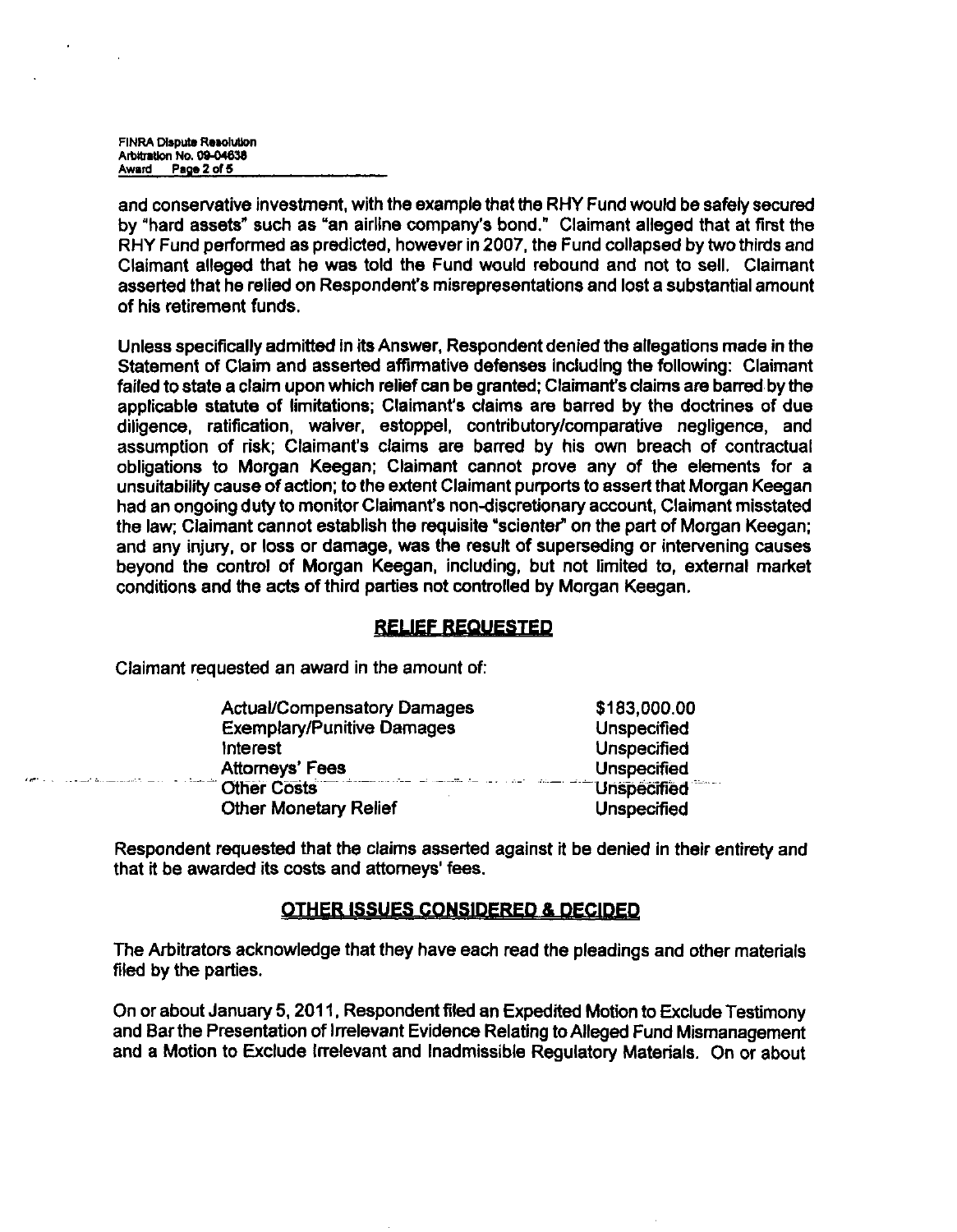and conservative investment, with the example that the RHY Fund would be safely secured by "hard assets" such as "an airline company's bond." Claimant alleged that at first the RHY Fund performed as predicted, however in 2007, the Fund collapsed by two thirds and Claimant alleged that he was told the Fund would rebound and not to sell. Claimant asserted that he relied on Respondent's misrepresentations and lost a substantial amount of his retirement funds.

Unless specifically admitted in its Answer, Respondent denied the allegations made in the Statement of Claim and asserted affirmative defenses including the following: Claimant failed to state a claim upon which relief can be granted; Claimant's claims are barred by the applicable statute of limitations; Claimant's claims are barred by the doctrines of due diligence, ratification, waiver, estoppel, contributory/comparative negligence, and assumption of risk; Claimant's claims are barred by his own breach of contractual obligations to Morgan Keegan; Claimant cannot prove any of the elements for a unsuitability cause of action; to the extent Claimant purports to assert that Morgan Keegan had an ongoing duty to monitor Claimant's non-discretionary account, Claimant misstated the law; Claimant cannot establish the requisite "scienter" on the part of Morgan Keegan; and any injury, or loss or damage, was the result of superseding or intervening causes beyond the control of Morgan Keegan, including, but not limited to, external market conditions and the acts of third parties not controlled by Morgan Keegan.

## RELIEF REQUESTED

Claimant requested an award in the amount of:

| | |
|---|---|
| Actual/Compensatory Damages | $183,000.00 |
| Exemplary/Punitive Damages | Unspecified |
| Interest | Unspecified |
| Attorneys' Fees | Unspecified |
| Other Costs | Unspecified |
| Other Monetary Relief | Unspecified |

Respondent requested that the claims asserted against it be denied in their entirety and that it be awarded its costs and attorneys' fees.

## OTHER ISSUES CONSIDERED & DECIDED

The Arbitrators acknowledge that they have each read the pleadings and other materials filed by the parties.

On or about January 5, 2011, Respondent filed an Expedited Motion to Exclude Testimony and Bar the Presentation of Irrelevant Evidence Relating to Alleged Fund Mismanagement and a Motion to Exclude Irrelevant and Inadmissible Regulatory Materials. On or about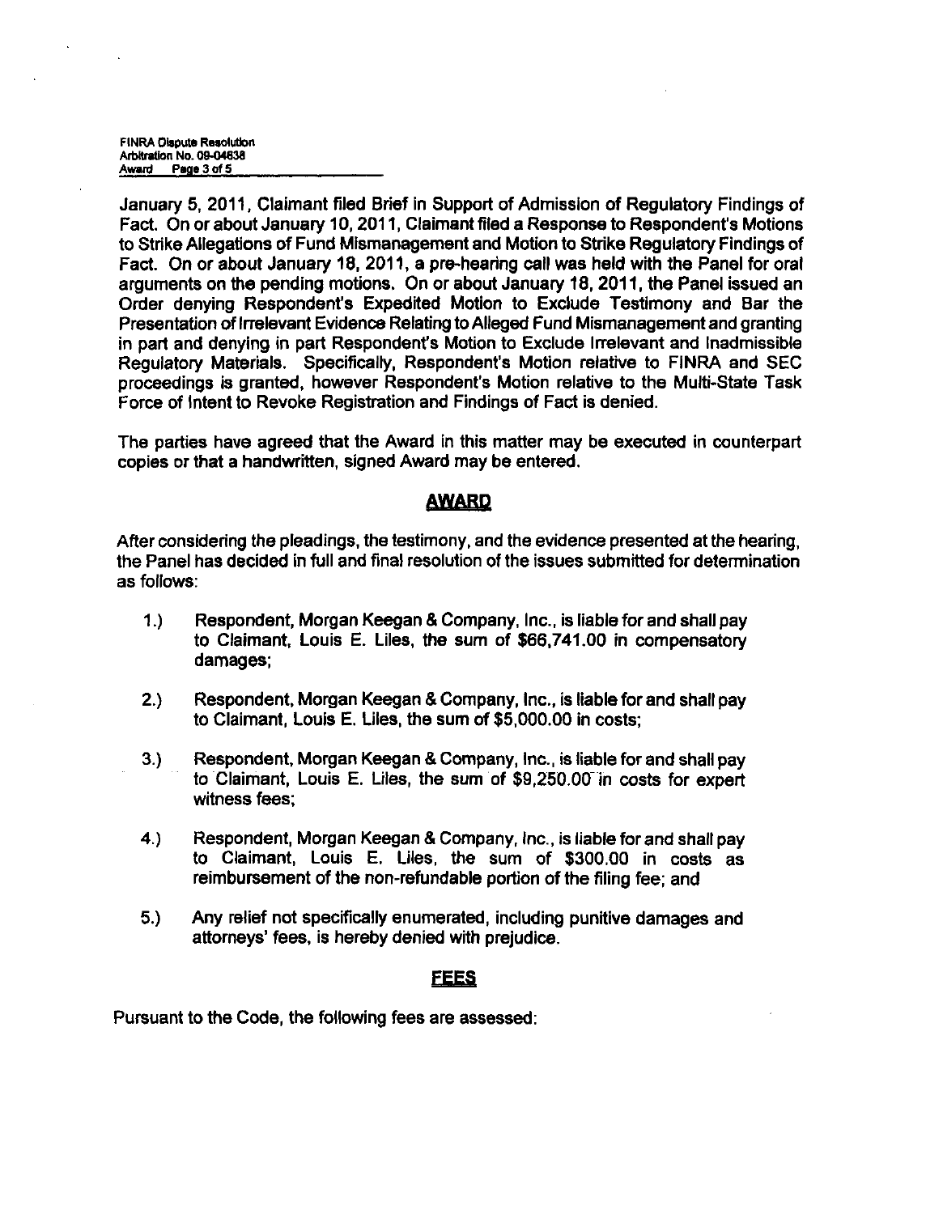January 5, 2011, Claimant filed Brief in Support of Admission of Regulatory Findings of Fact. On or about January 10, 2011, Claimant filed a Response to Respondent's Motions to Strike Allegations of Fund Mismanagement and Motion to Strike Regulatory Findings of Fact. On or about January 18, 2011, a pre-hearing call was held with the Panel for oral arguments on the pending motions. On or about January 18, 2011, the Panel issued an Order denying Respondent's Expedited Motion to Exclude Testimony and Bar the Presentation of Irrelevant Evidence Relating to Alleged Fund Mismanagement and granting in part and denying in part Respondent's Motion to Exclude Irrelevant and Inadmissible Regulatory Materials. Specifically, Respondent's Motion relative to FINRA and SEC proceedings is granted, however Respondent's Motion relative to the Multi-State Task Force of Intent to Revoke Registration and Findings of Fact is denied.

The parties have agreed that the Award in this matter may be executed in counterpart copies or that a handwritten, signed Award may be entered.

## AWARD

After considering the pleadings, the testimony, and the evidence presented at the hearing, the Panel has decided in full and final resolution of the issues submitted for determination as follows:

1.) Respondent, Morgan Keegan & Company, Inc., is liable for and shall pay to Claimant, Louis E. Liles, the sum of $66,741.00 in compensatory damages;

2.) Respondent, Morgan Keegan & Company, Inc., is liable for and shall pay to Claimant, Louis E. Liles, the sum of $5,000.00 in costs;

3.) Respondent, Morgan Keegan & Company, Inc., is liable for and shall pay to Claimant, Louis E. Liles, the sum of $9,250.00 in costs for expert witness fees;

4.) Respondent, Morgan Keegan & Company, Inc., is liable for and shall pay to Claimant, Louis E. Liles, the sum of $300.00 in costs as reimbursement of the non-refundable portion of the filing fee; and

5.) Any relief not specifically enumerated, including punitive damages and attorneys' fees, is hereby denied with prejudice.

## FEES

Pursuant to the Code, the following fees are assessed: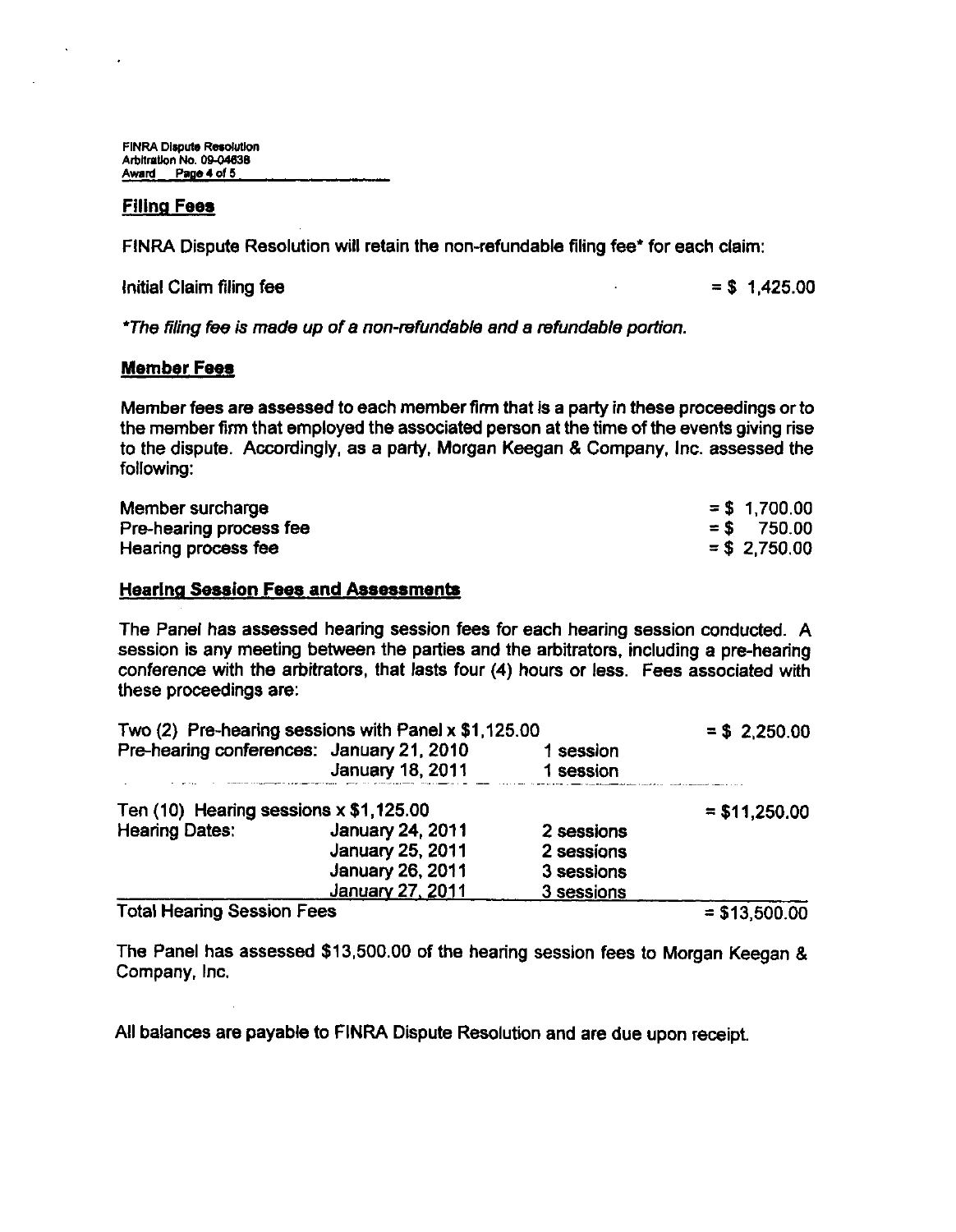## Filing Fees

FINRA Dispute Resolution will retain the non-refundable filing fee* for each claim:

| | |
|---|---|
| Initial Claim filing fee | = $ 1,425.00 |

*The filing fee is made up of a non-refundable and a refundable portion.*

## Member Fees

Member fees are assessed to each member firm that is a party in these proceedings or to the member firm that employed the associated person at the time of the events giving rise to the dispute. Accordingly, as a party, Morgan Keegan & Company, Inc. assessed the following:

| | |
|---|---|
| Member surcharge | = $ 1,700.00 |
| Pre-hearing process fee | = $ 750.00 |
| Hearing process fee | = $ 2,750.00 |

## Hearing Session Fees and Assessments

The Panel has assessed hearing session fees for each hearing session conducted. A session is any meeting between the parties and the arbitrators, including a pre-hearing conference with the arbitrators, that lasts four (4) hours or less. Fees associated with these proceedings are:

| | | | |
|---|---|---|---|
| Two (2) Pre-hearing sessions with Panel x $1,125.00 | | | = $ 2,250.00 |
| Pre-hearing conferences: | January 21, 2010 | 1 session | |
| | January 18, 2011 | 1 session | |
| Ten (10) Hearing sessions x $1,125.00 | | | = $11,250.00 |
| Hearing Dates: | January 24, 2011 | 2 sessions | |
| | January 25, 2011 | 2 sessions | |
| | January 26, 2011 | 3 sessions | |
| | January 27, 2011 | 3 sessions | |
| Total Hearing Session Fees | | | = $13,500.00 |

The Panel has assessed $13,500.00 of the hearing session fees to Morgan Keegan & Company, Inc.

All balances are payable to FINRA Dispute Resolution and are due upon receipt.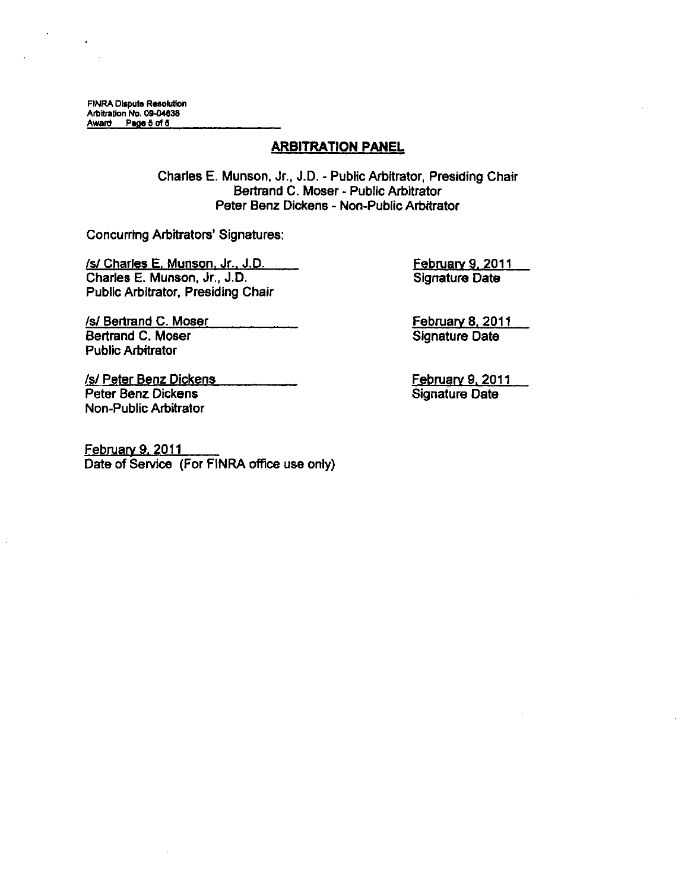## ARBITRATION PANEL

Charles E. Munson, Jr., J.D. - Public Arbitrator, Presiding Chair
Bertrand C. Moser - Public Arbitrator
Peter Benz Dickens - Non-Public Arbitrator

Concurring Arbitrators' Signatures:

| | |
|---|---|
| /s/ Charles E. Munson, Jr., J.D.<br>Charles E. Munson, Jr., J.D.<br>Public Arbitrator, Presiding Chair | February 9, 2011<br>Signature Date |
| /s/ Bertrand C. Moser<br>Bertrand C. Moser<br>Public Arbitrator | February 8, 2011<br>Signature Date |
| /s/ Peter Benz Dickens<br>Peter Benz Dickens<br>Non-Public Arbitrator | February 9, 2011<br>Signature Date |

February 9, 2011
Date of Service (For FINRA office use only)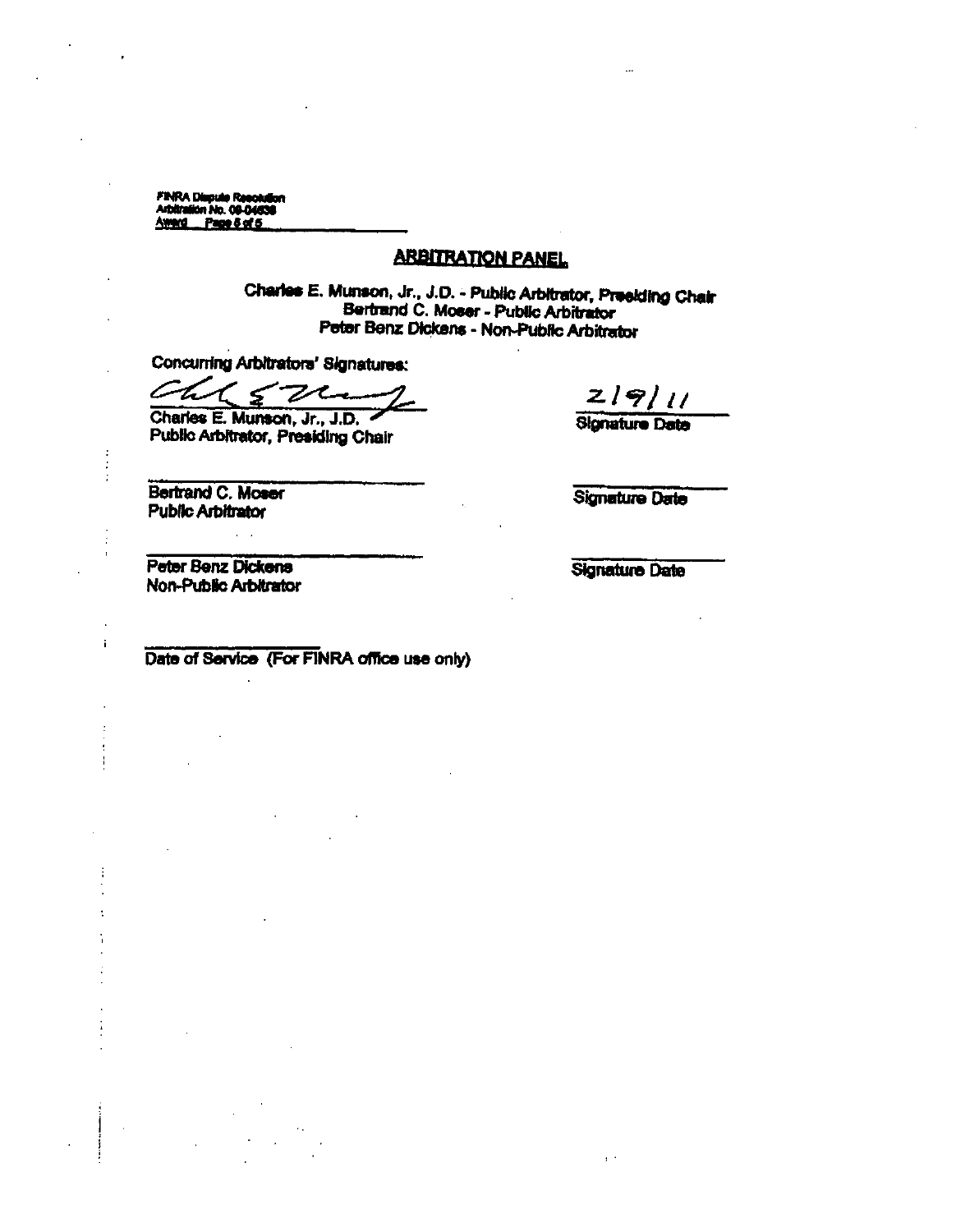FINRA Dispute Resolution
Arbitration No. 09-04638
Award Page 5 of 5

## ARBITRATION PANEL

Charles E. Munson, Jr., J.D. - Public Arbitrator, Presiding Chair
Bertrand C. Moser - Public Arbitrator
Peter Benz Dickens - Non-Public Arbitrator

Concurring Arbitrators' Signatures:

| | |
|---|---|
| Charles E. Munson, Jr., J.D.<br>Public Arbitrator, Presiding Chair | 2/9/11<br>Signature Date |
| Bertrand C. Moser<br>Public Arbitrator | Signature Date |
| Peter Benz Dickens<br>Non-Public Arbitrator | Signature Date |

Date of Service (For FINRA office use only)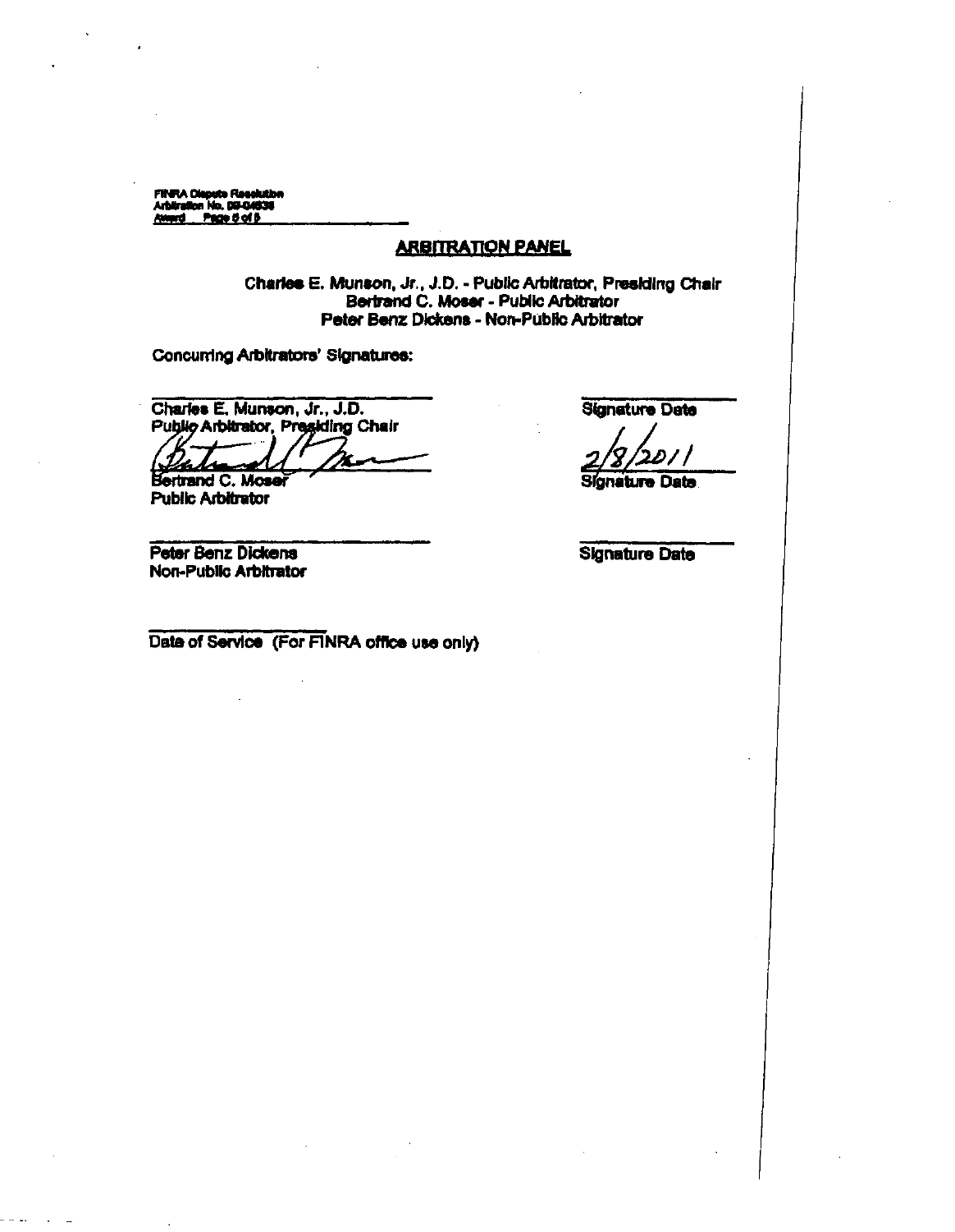FINRA Dispute Resolution
Arbitration No. 09-04838
Award Page 8 of 8

## ARBITRATION PANEL

Charles E. Munson, Jr., J.D. - Public Arbitrator, Presiding Chair
Bertrand C. Moser - Public Arbitrator
Peter Benz Dickens - Non-Public Arbitrator

Concurring Arbitrators' Signatures:

| | |
|---|---|
| \_\_\_\_\_\_\_\_\_\_\_\_\_\_\_\_\_\_\_\_ | \_\_\_\_\_\_\_\_\_\_\_\_ |
| Charles E. Munson, Jr., J.D. | Signature Date |
| Public Arbitrator, Presiding Chair | |
| | 2/8/2011 |
| Bertrand C. Moser | Signature Date |
| Public Arbitrator | |
| \_\_\_\_\_\_\_\_\_\_\_\_\_\_\_\_\_\_\_\_ | \_\_\_\_\_\_\_\_\_\_\_\_ |
| Peter Benz Dickens | Signature Date |
| Non-Public Arbitrator | |

\_\_\_\_\_\_\_\_\_\_\_\_\_\_\_\_\_\_\_\_

Date of Service (For FINRA office use only)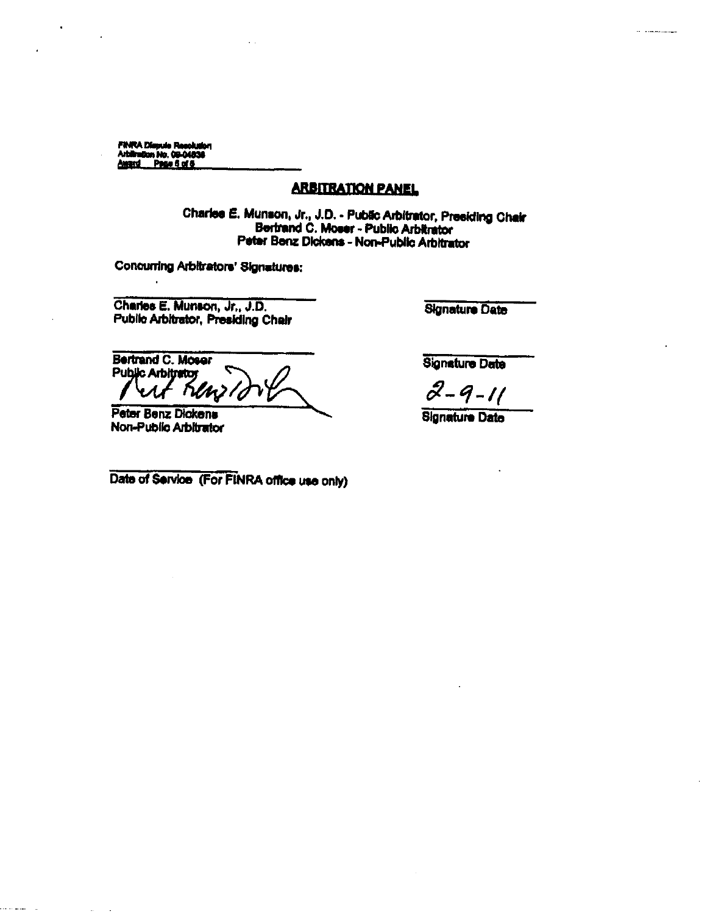FINRA Dispute Resolution
Arbitration No. 09-04836
Award Page 8 of 8

## ARBITRATION PANEL

Charles E. Munson, Jr., J.D. - Public Arbitrator, Presiding Chair
Bertrand C. Moser - Public Arbitrator
Peter Benz Dickens - Non-Public Arbitrator

Concurring Arbitrators' Signatures:

Charles E. Munson, Jr., J.D.
Public Arbitrator, Presiding Chair

Signature Date

Bertrand C. Moser
Public Arbitrator

Signature Date

Peter Benz Dickens
Non-Public Arbitrator

2-9-11
Signature Date

Date of Service (For FINRA office use only)